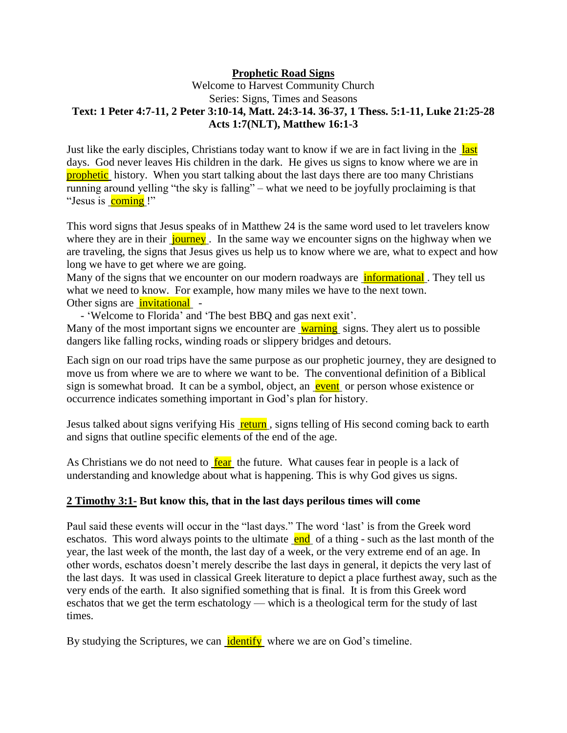**Prophetic Road Signs**

Welcome to Harvest Community Church

Series: Signs, Times and Seasons

**Text: 1 Peter 4:7-11, 2 Peter 3:10-14, Matt. 24:3-14. 36-37, 1 Thess. 5:1-11, Luke 21:25-28 Acts 1:7(NLT), Matthew 16:1-3**

Just like the early disciples, Christians today want to know if we are in fact living in the last days. God never leaves His children in the dark. He gives us signs to know where we are in prophetic history. When you start talking about the last days there are too many Christians running around yelling "the sky is falling" – what we need to be joyfully proclaiming is that "Jesus is coming!"

This word signs that Jesus speaks of in Matthew 24 is the same word used to let travelers know where they are in their journey. In the same way we encounter signs on the highway when we are traveling, the signs that Jesus gives us help us to know where we are, what to expect and how long we have to get where we are going.

Many of the signs that we encounter on our modern roadways are informational. They tell us what we need to know. For example, how many miles we have to the next town.

Other signs are invitational -

- 'Welcome to Florida' and 'The best BBQ and gas next exit'.

Many of the most important signs we encounter are warning signs. They alert us to possible dangers like falling rocks, winding roads or slippery bridges and detours.

Each sign on our road trips have the same purpose as our prophetic journey, they are designed to move us from where we are to where we want to be. The conventional definition of a Biblical sign is somewhat broad. It can be a symbol, object, an event or person whose existence or occurrence indicates something important in God's plan for history.

Jesus talked about signs verifying His return, signs telling of His second coming back to earth and signs that outline specific elements of the end of the age.

As Christians we do not need to fear the future. What causes fear in people is a lack of understanding and knowledge about what is happening. This is why God gives us signs.

**2 Timothy 3:1- But know this, that in the last days perilous times will come**

Paul said these events will occur in the "last days." The word 'last' is from the Greek word eschatos. This word always points to the ultimate end of a thing - such as the last month of the year, the last week of the month, the last day of a week, or the very extreme end of an age. In other words, eschatos doesn't merely describe the last days in general, it depicts the very last of the last days. It was used in classical Greek literature to depict a place furthest away, such as the very ends of the earth. It also signified something that is final. It is from this Greek word eschatos that we get the term eschatology — which is a theological term for the study of last times.

By studying the Scriptures, we can identify where we are on God's timeline.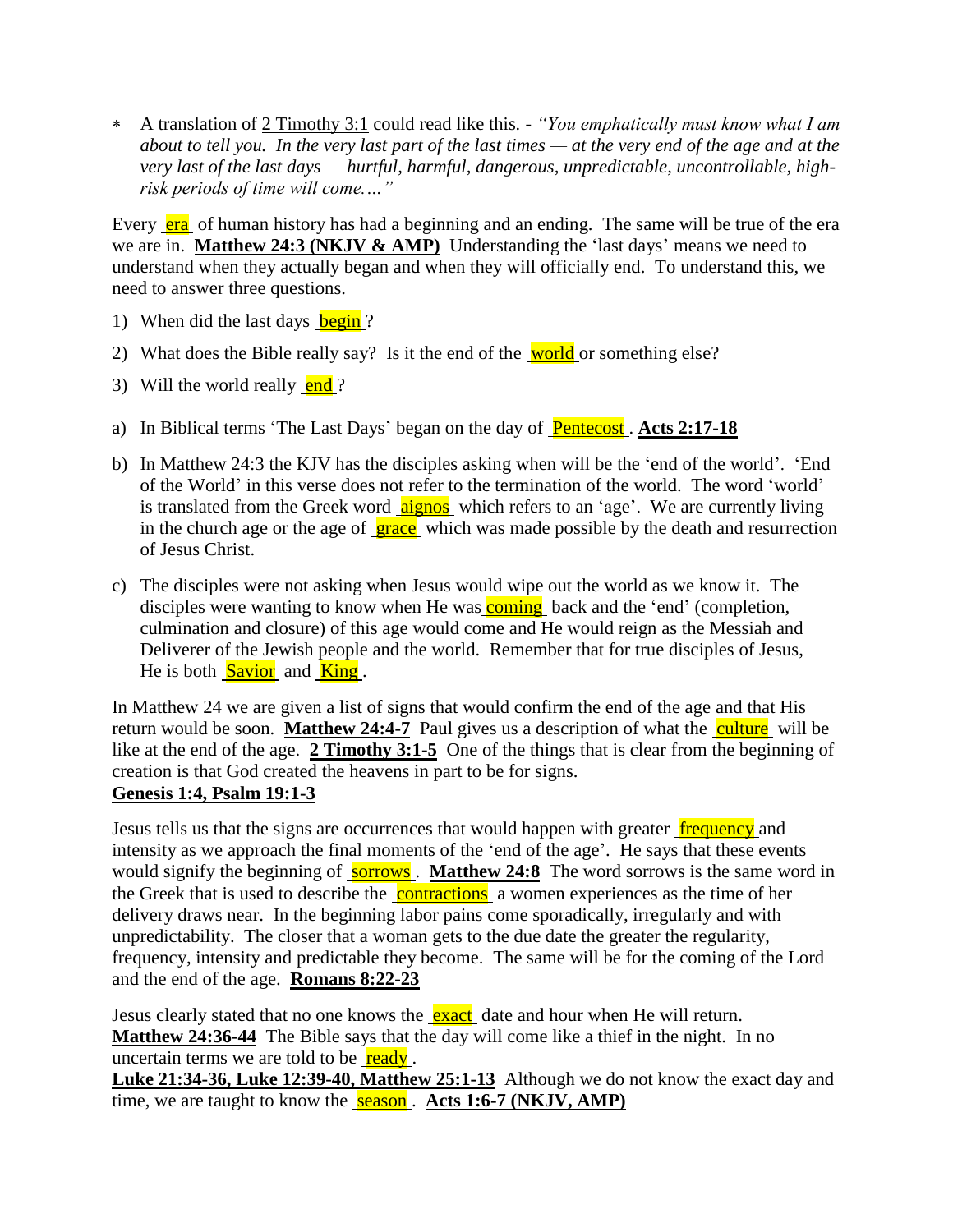- A translation of 2 Timothy 3:1 could read like this. - *"You emphatically must know what I am about to tell you. In the very last part of the last times — at the very end of the age and at the very last of the last days — hurtful, harmful, dangerous, unpredictable, uncontrollable, high-risk periods of time will come…."*

Every era of human history has had a beginning and an ending. The same will be true of the era we are in. **Matthew 24:3 (NKJV & AMP)** Understanding the 'last days' means we need to understand when they actually began and when they will officially end. To understand this, we need to answer three questions.

1) When did the last days begin?
2) What does the Bible really say? Is it the end of the world or something else?
3) Will the world really end?

a) In Biblical terms 'The Last Days' began on the day of Pentecost. **Acts 2:17-18**

b) In Matthew 24:3 the KJV has the disciples asking when will be the 'end of the world'. 'End of the World' in this verse does not refer to the termination of the world. The word 'world' is translated from the Greek word aignos which refers to an 'age'. We are currently living in the church age or the age of grace which was made possible by the death and resurrection of Jesus Christ.

c) The disciples were not asking when Jesus would wipe out the world as we know it. The disciples were wanting to know when He was coming back and the 'end' (completion, culmination and closure) of this age would come and He would reign as the Messiah and Deliverer of the Jewish people and the world. Remember that for true disciples of Jesus, He is both Savior and King.

In Matthew 24 we are given a list of signs that would confirm the end of the age and that His return would be soon. **Matthew 24:4-7** Paul gives us a description of what the culture will be like at the end of the age. **2 Timothy 3:1-5** One of the things that is clear from the beginning of creation is that God created the heavens in part to be for signs.
**Genesis 1:4, Psalm 19:1-3**

Jesus tells us that the signs are occurrences that would happen with greater frequency and intensity as we approach the final moments of the 'end of the age'. He says that these events would signify the beginning of sorrows. **Matthew 24:8** The word sorrows is the same word in the Greek that is used to describe the contractions a women experiences as the time of her delivery draws near. In the beginning labor pains come sporadically, irregularly and with unpredictability. The closer that a woman gets to the due date the greater the regularity, frequency, intensity and predictable they become. The same will be for the coming of the Lord and the end of the age. **Romans 8:22-23**

Jesus clearly stated that no one knows the exact date and hour when He will return. **Matthew 24:36-44** The Bible says that the day will come like a thief in the night. In no uncertain terms we are told to be ready.
**Luke 21:34-36, Luke 12:39-40, Matthew 25:1-13** Although we do not know the exact day and time, we are taught to know the season. **Acts 1:6-7 (NKJV, AMP)**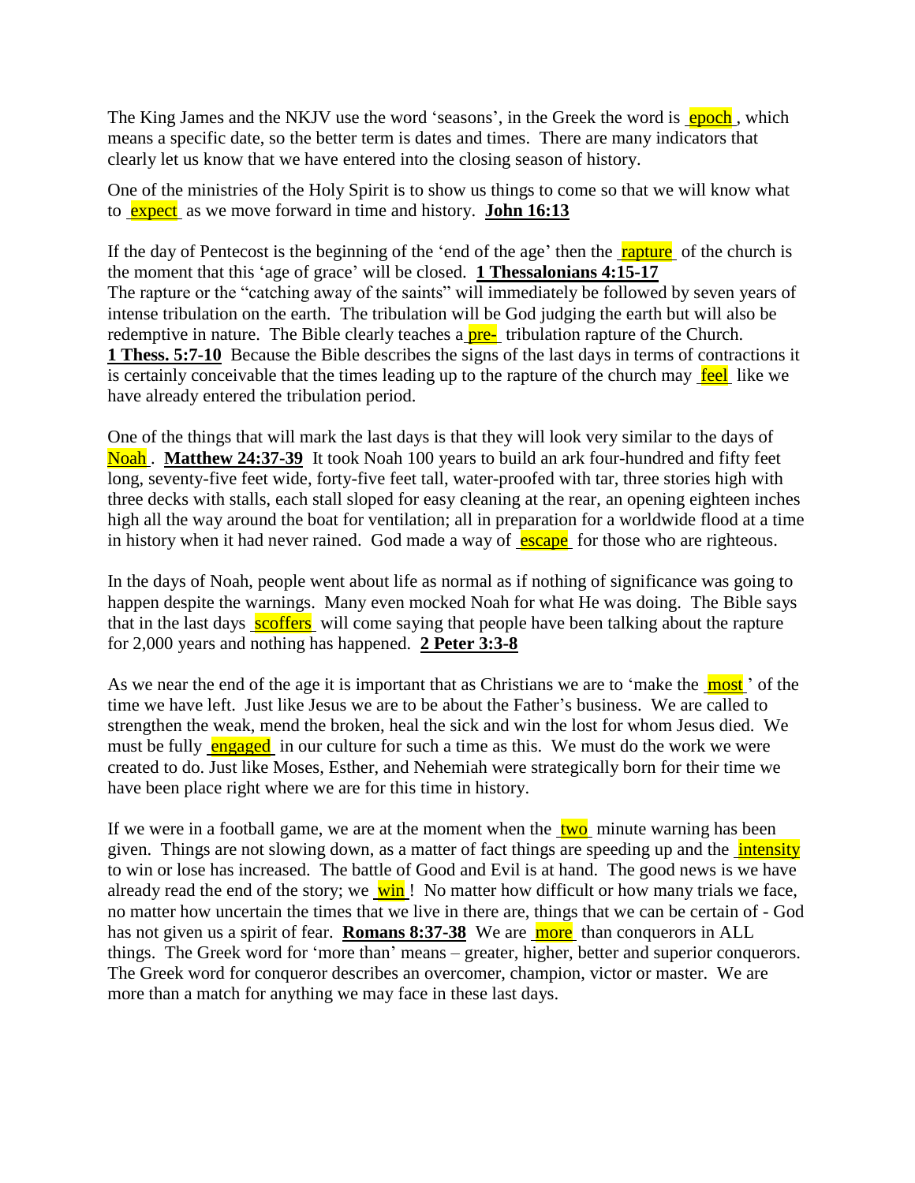The King James and the NKJV use the word 'seasons', in the Greek the word is _epoch_, which means a specific date, so the better term is dates and times. There are many indicators that clearly let us know that we have entered into the closing season of history.

One of the ministries of the Holy Spirit is to show us things to come so that we will know what to _expect_ as we move forward in time and history. **John 16:13**

If the day of Pentecost is the beginning of the 'end of the age' then the _rapture_ of the church is the moment that this 'age of grace' will be closed. **1 Thessalonians 4:15-17**
The rapture or the "catching away of the saints" will immediately be followed by seven years of intense tribulation on the earth. The tribulation will be God judging the earth but will also be redemptive in nature. The Bible clearly teaches a _pre-_ tribulation rapture of the Church.
**1 Thess. 5:7-10** Because the Bible describes the signs of the last days in terms of contractions it is certainly conceivable that the times leading up to the rapture of the church may _feel_ like we have already entered the tribulation period.

One of the things that will mark the last days is that they will look very similar to the days of _Noah_. **Matthew 24:37-39** It took Noah 100 years to build an ark four-hundred and fifty feet long, seventy-five feet wide, forty-five feet tall, water-proofed with tar, three stories high with three decks with stalls, each stall sloped for easy cleaning at the rear, an opening eighteen inches high all the way around the boat for ventilation; all in preparation for a worldwide flood at a time in history when it had never rained. God made a way of _escape_ for those who are righteous.

In the days of Noah, people went about life as normal as if nothing of significance was going to happen despite the warnings. Many even mocked Noah for what He was doing. The Bible says that in the last days _scoffers_ will come saying that people have been talking about the rapture for 2,000 years and nothing has happened. **2 Peter 3:3-8**

As we near the end of the age it is important that as Christians we are to 'make the _most_' of the time we have left. Just like Jesus we are to be about the Father's business. We are called to strengthen the weak, mend the broken, heal the sick and win the lost for whom Jesus died. We must be fully _engaged_ in our culture for such a time as this. We must do the work we were created to do. Just like Moses, Esther, and Nehemiah were strategically born for their time we have been place right where we are for this time in history.

If we were in a football game, we are at the moment when the _two_ minute warning has been given. Things are not slowing down, as a matter of fact things are speeding up and the _intensity_ to win or lose has increased. The battle of Good and Evil is at hand. The good news is we have already read the end of the story; we _win_! No matter how difficult or how many trials we face, no matter how uncertain the times that we live in there are, things that we can be certain of - God has not given us a spirit of fear. **Romans 8:37-38** We are _more_ than conquerors in ALL things. The Greek word for 'more than' means – greater, higher, better and superior conquerors. The Greek word for conqueror describes an overcomer, champion, victor or master. We are more than a match for anything we may face in these last days.